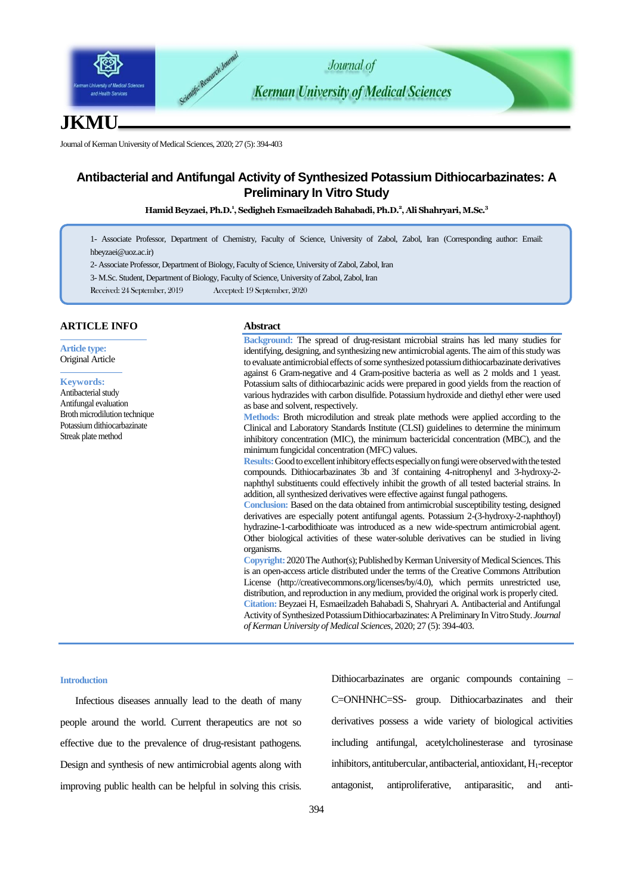# Antibacterial and Antifungal Activity of Synthesized Potassium Dithiocarbazinates: A Preliminary In Vitro Study

**Hamid Beyzaei, Ph.D.[1], Sedigheh Esmaeilzadeh Bahabadi, Ph.D.[2], Ali Shahryari, M.Sc.[3]**

1- Associate Professor, Department of Chemistry, Faculty of Science, University of Zabol, Zabol, Iran (Corresponding author: Email: hbeyzaei@uoz.ac.ir)

2- Associate Professor, Department of Biology, Faculty of Science, University of Zabol, Zabol, Iran

3- M.Sc. Student, Department of Biology, Faculty of Science, University of Zabol, Zabol, Iran

Received: 24 September, 2019 Accepted: 19 September, 2020

## ARTICLE INFO

**Article type:**
Original Article

**Keywords:**
Antibacterial study
Antifungal evaluation
Broth microdilution technique
Potassium dithiocarbazinate
Streak plate method

## Abstract

**Background:** The spread of drug-resistant microbial strains has led many studies for identifying, designing, and synthesizing new antimicrobial agents. The aim of this study was to evaluate antimicrobial effects of some synthesized potassium dithiocarbazinate derivatives against 6 Gram-negative and 4 Gram-positive bacteria as well as 2 molds and 1 yeast. Potassium salts of dithiocarbazinic acids were prepared in good yields from the reaction of various hydrazides with carbon disulfide. Potassium hydroxide and diethyl ether were used as base and solvent, respectively.

**Methods:** Broth microdilution and streak plate methods were applied according to the Clinical and Laboratory Standards Institute (CLSI) guidelines to determine the minimum inhibitory concentration (MIC), the minimum bactericidal concentration (MBC), and the minimum fungicidal concentration (MFC) values.

**Results:** Good to excellent inhibitory effects especially on fungi were observed with the tested compounds. Dithiocarbazinates 3b and 3f containing 4-nitrophenyl and 3-hydroxy-2-naphthyl substituents could effectively inhibit the growth of all tested bacterial strains. In addition, all synthesized derivatives were effective against fungal pathogens.

**Conclusion:** Based on the data obtained from antimicrobial susceptibility testing, designed derivatives are especially potent antifungal agents. Potassium 2-(3-hydroxy-2-naphthoyl) hydrazine-1-carbodithioate was introduced as a new wide-spectrum antimicrobial agent. Other biological activities of these water-soluble derivatives can be studied in living organisms.

**Copyright:** 2020 The Author(s); Published by Kerman University of Medical Sciences. This is an open-access article distributed under the terms of the Creative Commons Attribution License (http://creativecommons.org/licenses/by/4.0), which permits unrestricted use, distribution, and reproduction in any medium, provided the original work is properly cited.

**Citation:** Beyzaei H, Esmaeilzadeh Bahabadi S, Shahryari A. Antibacterial and Antifungal Activity of Synthesized Potassium Dithiocarbazinates: A Preliminary In Vitro Study. *Journal of Kerman University of Medical Sciences*, 2020; 27 (5): 394-403.

## Introduction

Infectious diseases annually lead to the death of many people around the world. Current therapeutics are not so effective due to the prevalence of drug-resistant pathogens. Design and synthesis of new antimicrobial agents along with improving public health can be helpful in solving this crisis.

Dithiocarbazinates are organic compounds containing –C=ONHNHC=SS- group. Dithiocarbazinates and their derivatives possess a wide variety of biological activities including antifungal, acetylcholinesterase and tyrosinase inhibitors, antitubercular, antibacterial, antioxidant, $H_1$-receptor antagonist, antiproliferative, antiparasitic, and anti-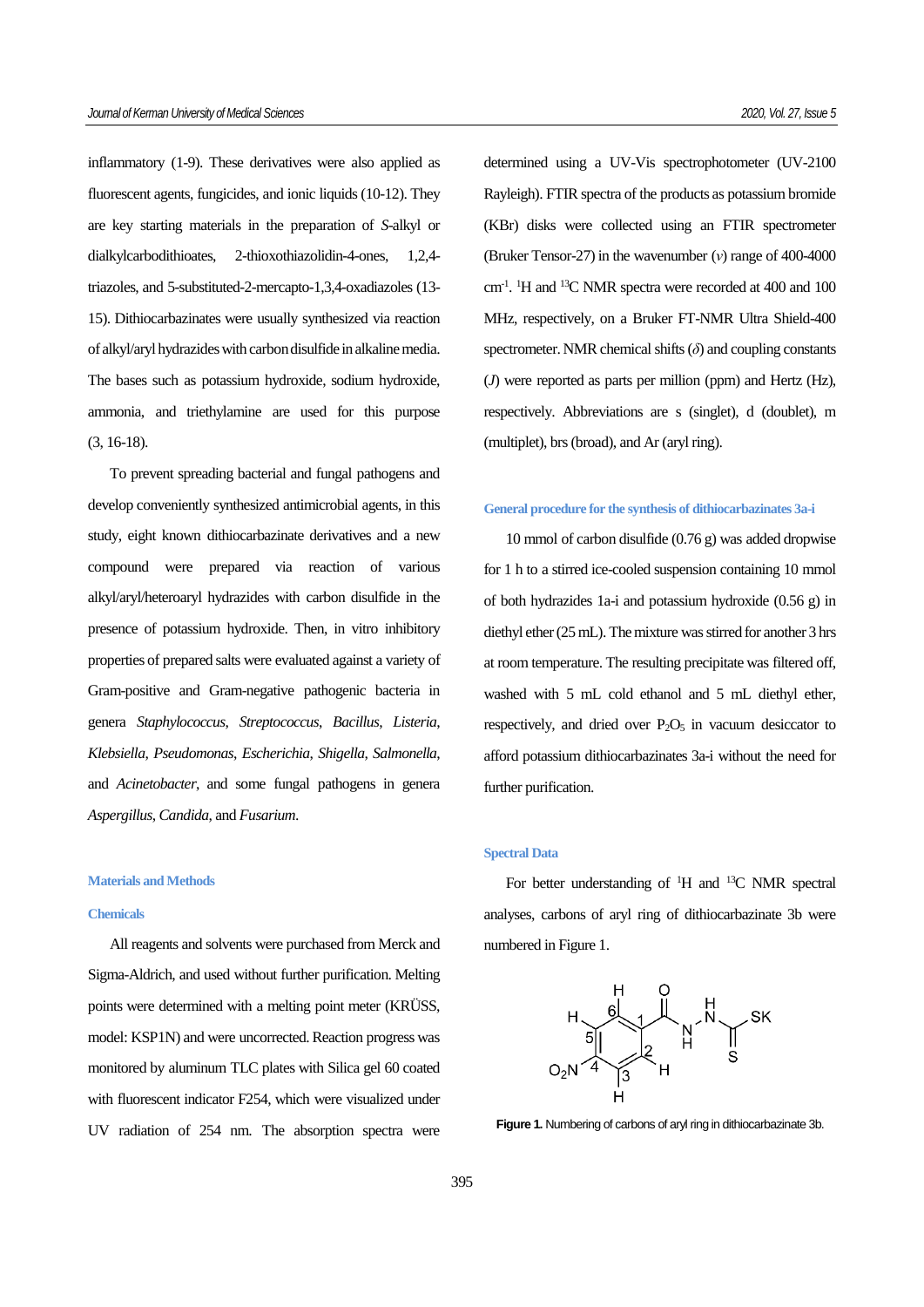inflammatory (1-9). These derivatives were also applied as fluorescent agents, fungicides, and ionic liquids (10-12). They are key starting materials in the preparation of *S*-alkyl or dialkylcarbodithioates, 2-thioxothiazolidin-4-ones, 1,2,4-triazoles, and 5-substituted-2-mercapto-1,3,4-oxadiazoles (13-15). Dithiocarbazinates were usually synthesized via reaction of alkyl/aryl hydrazides with carbon disulfide in alkaline media. The bases such as potassium hydroxide, sodium hydroxide, ammonia, and triethylamine are used for this purpose (3, 16-18).

To prevent spreading bacterial and fungal pathogens and develop conveniently synthesized antimicrobial agents, in this study, eight known dithiocarbazinate derivatives and a new compound were prepared via reaction of various alkyl/aryl/heteroaryl hydrazides with carbon disulfide in the presence of potassium hydroxide. Then, in vitro inhibitory properties of prepared salts were evaluated against a variety of Gram-positive and Gram-negative pathogenic bacteria in genera *Staphylococcus*, *Streptococcus*, *Bacillus*, *Listeria*, *Klebsiella*, *Pseudomonas*, *Escherichia*, *Shigella*, *Salmonella*, and *Acinetobacter*, and some fungal pathogens in genera *Aspergillus*, *Candida*, and *Fusarium*.

## Materials and Methods

### Chemicals

All reagents and solvents were purchased from Merck and Sigma-Aldrich, and used without further purification. Melting points were determined with a melting point meter (KRÜSS, model: KSP1N) and were uncorrected. Reaction progress was monitored by aluminum TLC plates with Silica gel 60 coated with fluorescent indicator F254, which were visualized under UV radiation of 254 nm. The absorption spectra were determined using a UV-Vis spectrophotometer (UV-2100 Rayleigh). FTIR spectra of the products as potassium bromide (KBr) disks were collected using an FTIR spectrometer (Bruker Tensor-27) in the wavenumber ($\nu$) range of 400-4000 $cm^{-1}$. $^{1}H$ and $^{13}C$ NMR spectra were recorded at 400 and 100 MHz, respectively, on a Bruker FT-NMR Ultra Shield-400 spectrometer. NMR chemical shifts ($\delta$) and coupling constants ($J$) were reported as parts per million (ppm) and Hertz (Hz), respectively. Abbreviations are s (singlet), d (doublet), m (multiplet), brs (broad), and Ar (aryl ring).

### General procedure for the synthesis of dithiocarbazinates 3a-i

10 mmol of carbon disulfide (0.76 g) was added dropwise for 1 h to a stirred ice-cooled suspension containing 10 mmol of both hydrazides 1a-i and potassium hydroxide (0.56 g) in diethyl ether (25 mL). The mixture was stirred for another 3 hrs at room temperature. The resulting precipitate was filtered off, washed with 5 mL cold ethanol and 5 mL diethyl ether, respectively, and dried over $P_2O_5$ in vacuum desiccator to afford potassium dithiocarbazinates 3a-i without the need for further purification.

### Spectral Data

For better understanding of $^{1}H$ and $^{13}C$ NMR spectral analyses, carbons of aryl ring of dithiocarbazinate 3b were numbered in Figure 1.

**Figure 1.** Numbering of carbons of aryl ring in dithiocarbazinate 3b.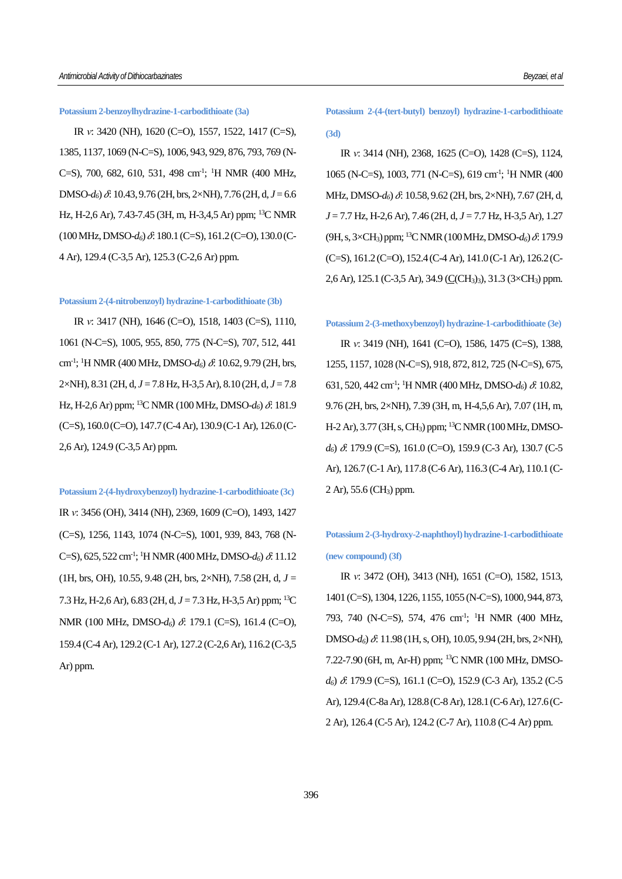### Potassium 2-benzoylhydrazine-1-carbodithioate (3a)

IR *ν*: 3420 (NH), 1620 (C=O), 1557, 1522, 1417 (C=S), 1385, 1137, 1069 (N-C=S), 1006, 943, 929, 876, 793, 769 (N-C=S), 700, 682, 610, 531, 498 $cm^{-1}$; $^{1}H$ NMR (400 MHz, DMSO-$d_6$) *δ*: 10.43, 9.76 (2H, brs, 2×NH), 7.76 (2H, d, *J* = 6.6 Hz, H-2,6 Ar), 7.43-7.45 (3H, m, H-3,4,5 Ar) ppm; $^{13}C$ NMR (100 MHz, DMSO-$d_6$) *δ*: 180.1 (C=S), 161.2 (C=O), 130.0 (C-4 Ar), 129.4 (C-3,5 Ar), 125.3 (C-2,6 Ar) ppm.

### Potassium 2-(4-nitrobenzoyl) hydrazine-1-carbodithioate (3b)

IR *ν*: 3417 (NH), 1646 (C=O), 1518, 1403 (C=S), 1110, 1061 (N-C=S), 1005, 955, 850, 775 (N-C=S), 707, 512, 441 $cm^{-1}$; $^{1}H$ NMR (400 MHz, DMSO-$d_6$) *δ*: 10.62, 9.79 (2H, brs, 2×NH), 8.31 (2H, d, *J* = 7.8 Hz, H-3,5 Ar), 8.10 (2H, d, *J* = 7.8 Hz, H-2,6 Ar) ppm; $^{13}C$ NMR (100 MHz, DMSO-$d_6$) *δ*: 181.9 (C=S), 160.0 (C=O), 147.7 (C-4 Ar), 130.9 (C-1 Ar), 126.0 (C-2,6 Ar), 124.9 (C-3,5 Ar) ppm.

### Potassium 2-(4-hydroxybenzoyl) hydrazine-1-carbodithioate (3c)

IR *ν*: 3456 (OH), 3414 (NH), 2369, 1609 (C=O), 1493, 1427 (C=S), 1256, 1143, 1074 (N-C=S), 1001, 939, 843, 768 (N-C=S), 625, 522 $cm^{-1}$; $^{1}H$ NMR (400 MHz, DMSO-$d_6$) *δ*: 11.12 (1H, brs, OH), 10.55, 9.48 (2H, brs, 2×NH), 7.58 (2H, d, *J* = 7.3 Hz, H-2,6 Ar), 6.83 (2H, d, *J* = 7.3 Hz, H-3,5 Ar) ppm; $^{13}C$ NMR (100 MHz, DMSO-$d_6$) *δ*: 179.1 (C=S), 161.4 (C=O), 159.4 (C-4 Ar), 129.2 (C-1 Ar), 127.2 (C-2,6 Ar), 116.2 (C-3,5 Ar) ppm.

### Potassium 2-(4-(tert-butyl) benzoyl) hydrazine-1-carbodithioate (3d)

IR *ν*: 3414 (NH), 2368, 1625 (C=O), 1428 (C=S), 1124, 1065 (N-C=S), 1003, 771 (N-C=S), 619 $cm^{-1}$; $^{1}H$ NMR (400 MHz, DMSO-$d_6$) *δ*: 10.58, 9.62 (2H, brs, 2×NH), 7.67 (2H, d, *J* = 7.7 Hz, H-2,6 Ar), 7.46 (2H, d, *J* = 7.7 Hz, H-3,5 Ar), 1.27 (9H, s, 3×$CH_3$) ppm; $^{13}C$ NMR (100 MHz, DMSO-$d_6$) *δ*: 179.9 (C=S), 161.2 (C=O), 152.4 (C-4 Ar), 141.0 (C-1 Ar), 126.2 (C-2,6 Ar), 125.1 (C-3,5 Ar), 34.9 (<u>C</u>($CH_3$)$_3$), 31.3 (3×$CH_3$) ppm.

### Potassium 2-(3-methoxybenzoyl) hydrazine-1-carbodithioate (3e)

IR *ν*: 3419 (NH), 1641 (C=O), 1586, 1475 (C=S), 1388, 1255, 1157, 1028 (N-C=S), 918, 872, 812, 725 (N-C=S), 675, 631, 520, 442 $cm^{-1}$; $^{1}H$ NMR (400 MHz, DMSO-$d_6$) *δ*: 10.82, 9.76 (2H, brs, 2×NH), 7.39 (3H, m, H-4,5,6 Ar), 7.07 (1H, m, H-2 Ar), 3.77 (3H, s, $CH_3$) ppm; $^{13}C$ NMR (100 MHz, DMSO-$d_6$) *δ*: 179.9 (C=S), 161.0 (C=O), 159.9 (C-3 Ar), 130.7 (C-5 Ar), 126.7 (C-1 Ar), 117.8 (C-6 Ar), 116.3 (C-4 Ar), 110.1 (C-2 Ar), 55.6 ($CH_3$) ppm.

### Potassium 2-(3-hydroxy-2-naphthoyl) hydrazine-1-carbodithioate (new compound) (3f)

IR *ν*: 3472 (OH), 3413 (NH), 1651 (C=O), 1582, 1513, 1401 (C=S), 1304, 1226, 1155, 1055 (N-C=S), 1000, 944, 873, 793, 740 (N-C=S), 574, 476 $cm^{-1}$; $^{1}H$ NMR (400 MHz, DMSO-$d_6$) *δ*: 11.98 (1H, s, OH), 10.05, 9.94 (2H, brs, 2×NH), 7.22-7.90 (6H, m, Ar-H) ppm; $^{13}C$ NMR (100 MHz, DMSO-$d_6$) *δ*: 179.9 (C=S), 161.1 (C=O), 152.9 (C-3 Ar), 135.2 (C-5 Ar), 129.4 (C-8a Ar), 128.8 (C-8 Ar), 128.1 (C-6 Ar), 127.6 (C-2 Ar), 126.4 (C-5 Ar), 124.2 (C-7 Ar), 110.8 (C-4 Ar) ppm.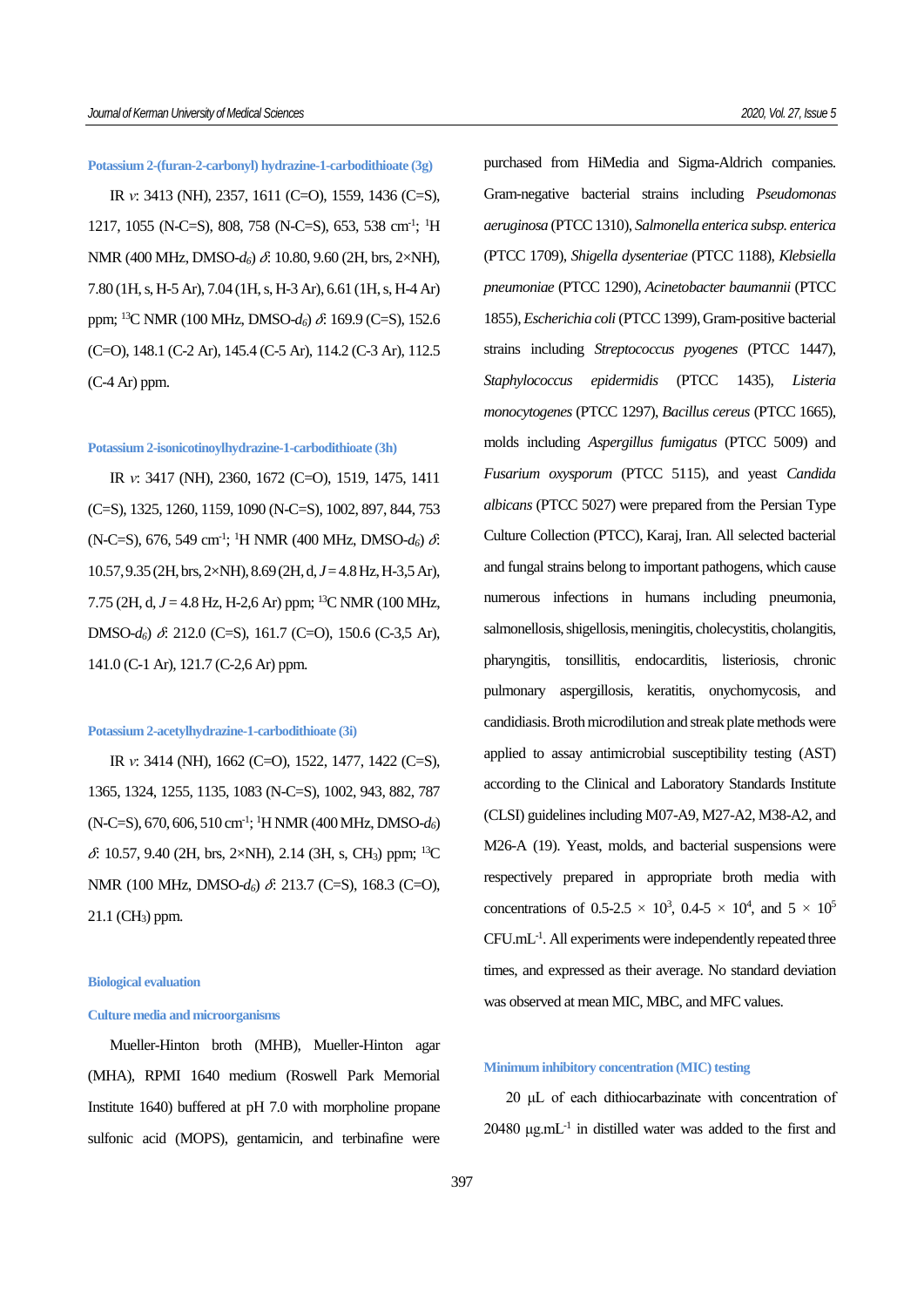### Potassium 2-(furan-2-carbonyl) hydrazine-1-carbodithioate (3g)

IR *v*: 3413 (NH), 2357, 1611 (C=O), 1559, 1436 (C=S), 1217, 1055 (N-C=S), 808, 758 (N-C=S), 653, 538 $cm^{-1}$; $^1H$ NMR (400 MHz, DMSO-$d_6$) *δ*: 10.80, 9.60 (2H, brs, 2×NH), 7.80 (1H, s, H-5 Ar), 7.04 (1H, s, H-3 Ar), 6.61 (1H, s, H-4 Ar) ppm; $^{13}C$ NMR (100 MHz, DMSO-$d_6$) *δ*: 169.9 (C=S), 152.6 (C=O), 148.1 (C-2 Ar), 145.4 (C-5 Ar), 114.2 (C-3 Ar), 112.5 (C-4 Ar) ppm.

### Potassium 2-isonicotinoylhydrazine-1-carbodithioate (3h)

IR *v*: 3417 (NH), 2360, 1672 (C=O), 1519, 1475, 1411 (C=S), 1325, 1260, 1159, 1090 (N-C=S), 1002, 897, 844, 753 (N-C=S), 676, 549 $cm^{-1}$; $^1H$ NMR (400 MHz, DMSO-$d_6$) *δ*: 10.57, 9.35 (2H, brs, 2×NH), 8.69 (2H, d, $J = 4.8$ Hz, H-3,5 Ar), 7.75 (2H, d, $J = 4.8$ Hz, H-2,6 Ar) ppm; $^{13}C$ NMR (100 MHz, DMSO-$d_6$) *δ*: 212.0 (C=S), 161.7 (C=O), 150.6 (C-3,5 Ar), 141.0 (C-1 Ar), 121.7 (C-2,6 Ar) ppm.

### Potassium 2-acetylhydrazine-1-carbodithioate (3i)

IR *v*: 3414 (NH), 1662 (C=O), 1522, 1477, 1422 (C=S), 1365, 1324, 1255, 1135, 1083 (N-C=S), 1002, 943, 882, 787 (N-C=S), 670, 606, 510 $cm^{-1}$; $^1H$ NMR (400 MHz, DMSO-$d_6$) *δ*: 10.57, 9.40 (2H, brs, 2×NH), 2.14 (3H, s, $CH_3$) ppm; $^{13}C$ NMR (100 MHz, DMSO-$d_6$) *δ*: 213.7 (C=S), 168.3 (C=O), 21.1 ($CH_3$) ppm.

## Biological evaluation

### Culture media and microorganisms

Mueller-Hinton broth (MHB), Mueller-Hinton agar (MHA), RPMI 1640 medium (Roswell Park Memorial Institute 1640) buffered at pH 7.0 with morpholine propane sulfonic acid (MOPS), gentamicin, and terbinafine were purchased from HiMedia and Sigma-Aldrich companies. Gram-negative bacterial strains including *Pseudomonas aeruginosa* (PTCC 1310), *Salmonella enterica subsp. enterica* (PTCC 1709), *Shigella dysenteriae* (PTCC 1188), *Klebsiella pneumoniae* (PTCC 1290), *Acinetobacter baumannii* (PTCC 1855), *Escherichia coli* (PTCC 1399), Gram-positive bacterial strains including *Streptococcus pyogenes* (PTCC 1447), *Staphylococcus epidermidis* (PTCC 1435), *Listeria monocytogenes* (PTCC 1297), *Bacillus cereus* (PTCC 1665), molds including *Aspergillus fumigatus* (PTCC 5009) and *Fusarium oxysporum* (PTCC 5115), and yeast *Candida albicans* (PTCC 5027) were prepared from the Persian Type Culture Collection (PTCC), Karaj, Iran. All selected bacterial and fungal strains belong to important pathogens, which cause numerous infections in humans including pneumonia, salmonellosis, shigellosis, meningitis, cholecystitis, cholangitis, pharyngitis, tonsillitis, endocarditis, listeriosis, chronic pulmonary aspergillosis, keratitis, onychomycosis, and candidiasis. Broth microdilution and streak plate methods were applied to assay antimicrobial susceptibility testing (AST) according to the Clinical and Laboratory Standards Institute (CLSI) guidelines including M07-A9, M27-A2, M38-A2, and M26-A (19). Yeast, molds, and bacterial suspensions were respectively prepared in appropriate broth media with concentrations of 0.5-2.5 × $10^3$, 0.4-5 × $10^4$, and 5 × $10^5$ CFU.$mL^{-1}$. All experiments were independently repeated three times, and expressed as their average. No standard deviation was observed at mean MIC, MBC, and MFC values.

### Minimum inhibitory concentration (MIC) testing

20 µL of each dithiocarbazinate with concentration of 20480 µg.$mL^{-1}$ in distilled water was added to the first and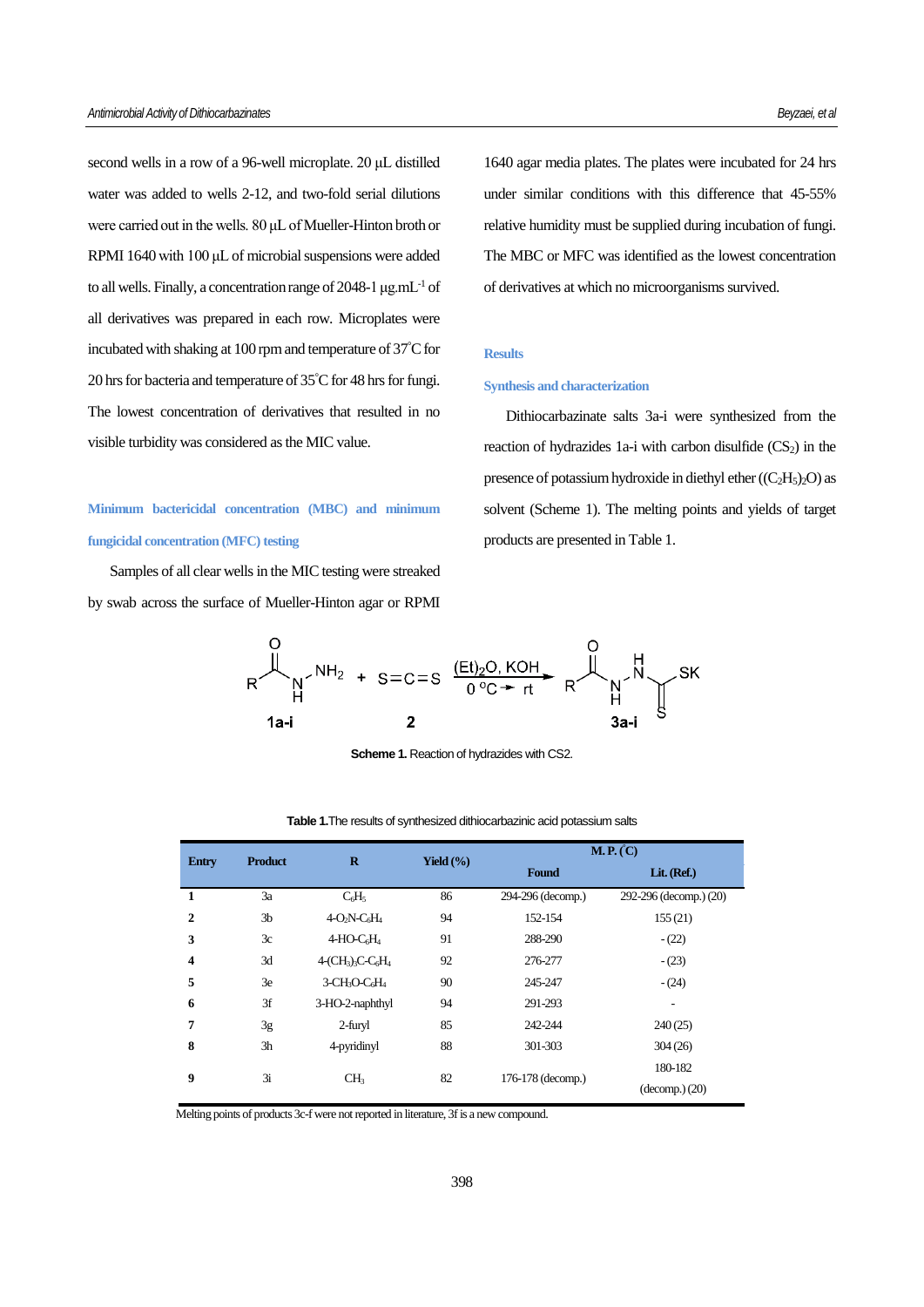second wells in a row of a 96-well microplate. 20 μL distilled water was added to wells 2-12, and two-fold serial dilutions were carried out in the wells. 80 μL of Mueller-Hinton broth or RPMI 1640 with 100 μL of microbial suspensions were added to all wells. Finally, a concentration range of 2048-1 $\mu g.mL^{-1}$ of all derivatives was prepared in each row. Microplates were incubated with shaking at 100 rpm and temperature of 37°C for 20 hrs for bacteria and temperature of 35°C for 48 hrs for fungi. The lowest concentration of derivatives that resulted in no visible turbidity was considered as the MIC value.

### Minimum bactericidal concentration (MBC) and minimum fungicidal concentration (MFC) testing

Samples of all clear wells in the MIC testing were streaked by swab across the surface of Mueller-Hinton agar or RPMI 1640 agar media plates. The plates were incubated for 24 hrs under similar conditions with this difference that 45-55% relative humidity must be supplied during incubation of fungi. The MBC or MFC was identified as the lowest concentration of derivatives at which no microorganisms survived.

## Results

### Synthesis and characterization

Dithiocarbazinate salts 3a-i were synthesized from the reaction of hydrazides 1a-i with carbon disulfide ($CS_2$) in the presence of potassium hydroxide in diethyl ether ($(C_2H_5)_2O$) as solvent (Scheme 1). The melting points and yields of target products are presented in Table 1.

$$\text{R-C(=O)-NH-NH}_2 \;(\textbf{1a-i}) + \text{S=C=S} \;(\textbf{2}) \xrightarrow[0\,^{\circ}\text{C} \rightarrow \text{rt}]{(\text{Et})_2\text{O, KOH}} \text{R-C(=O)-NH-NH-C(=S)-SK} \;(\textbf{3a-i})$$

**Scheme 1.** Reaction of hydrazides with CS2.

**Table 1.** The results of synthesized dithiocarbazinic acid potassium salts

| Entry | Product | R | Yield (%) | M. P. (°C) Found | M. P. (°C) Lit. (Ref.) |
|---|---|---|---|---|---|
| **1** | 3a | $C_6H_5$ | 86 | 294-296 (decomp.) | 292-296 (decomp.) (20) |
| **2** | 3b | 4-$O_2N$-$C_6H_4$ | 94 | 152-154 | 155 (21) |
| **3** | 3c | 4-HO-$C_6H_4$ | 91 | 288-290 | - (22) |
| **4** | 3d | 4-$(CH_3)_3C$-$C_6H_4$ | 92 | 276-277 | - (23) |
| **5** | 3e | 3-$CH_3O$-$C_6H_4$ | 90 | 245-247 | - (24) |
| **6** | 3f | 3-HO-2-naphthyl | 94 | 291-293 | - |
| **7** | 3g | 2-furyl | 85 | 242-244 | 240 (25) |
| **8** | 3h | 4-pyridinyl | 88 | 301-303 | 304 (26) |
| **9** | 3i | $CH_3$ | 82 | 176-178 (decomp.) | 180-182 (decomp.) (20) |

Melting points of products 3c-f were not reported in literature, 3f is a new compound.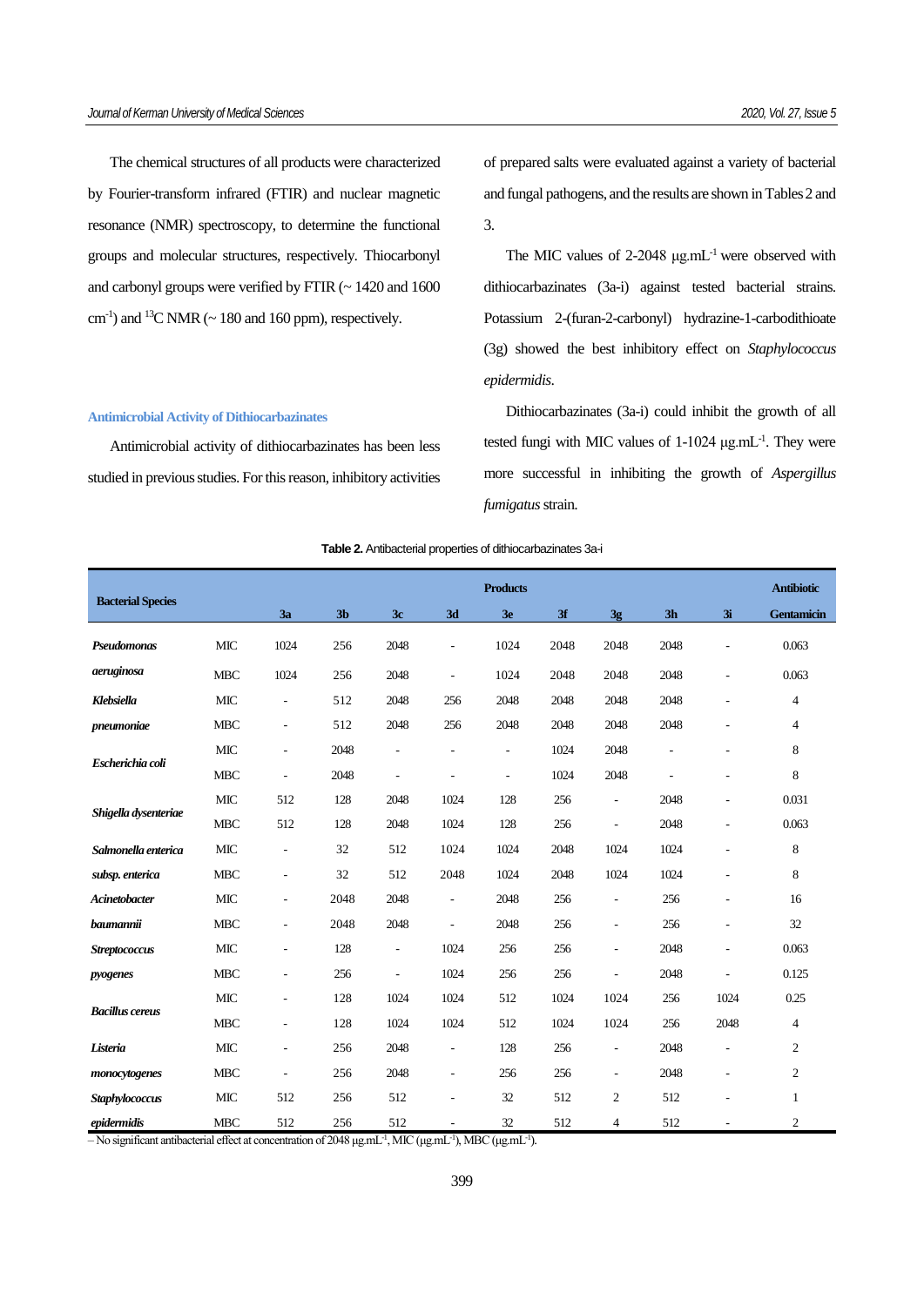The chemical structures of all products were characterized by Fourier-transform infrared (FTIR) and nuclear magnetic resonance (NMR) spectroscopy, to determine the functional groups and molecular structures, respectively. Thiocarbonyl and carbonyl groups were verified by FTIR (~ 1420 and 1600 $cm^{-1}$) and $^{13}C$ NMR (~ 180 and 160 ppm), respectively.

### Antimicrobial Activity of Dithiocarbazinates

Antimicrobial activity of dithiocarbazinates has been less studied in previous studies. For this reason, inhibitory activities of prepared salts were evaluated against a variety of bacterial and fungal pathogens, and the results are shown in Tables 2 and 3.

The MIC values of 2-2048 $\mu g.mL^{-1}$ were observed with dithiocarbazinates (3a-i) against tested bacterial strains. Potassium 2-(furan-2-carbonyl) hydrazine-1-carbodithioate (3g) showed the best inhibitory effect on *Staphylococcus epidermidis*.

Dithiocarbazinates (3a-i) could inhibit the growth of all tested fungi with MIC values of 1-1024 $\mu g.mL^{-1}$. They were more successful in inhibiting the growth of *Aspergillus fumigatus* strain.

**Table 2.** Antibacterial properties of dithiocarbazinates 3a-i

| Bacterial Species | | Products | | | | | | | | | Antibiotic |
|---|---|---|---|---|---|---|---|---|---|---|---|
| | | 3a | 3b | 3c | 3d | 3e | 3f | 3g | 3h | 3i | Gentamicin |
| *Pseudomonas aeruginosa* | MIC | 1024 | 256 | 2048 | - | 1024 | 2048 | 2048 | 2048 | - | 0.063 |
| | MBC | 1024 | 256 | 2048 | - | 1024 | 2048 | 2048 | 2048 | - | 0.063 |
| *Klebsiella pneumoniae* | MIC | - | 512 | 2048 | 256 | 2048 | 2048 | 2048 | 2048 | - | 4 |
| | MBC | - | 512 | 2048 | 256 | 2048 | 2048 | 2048 | 2048 | - | 4 |
| *Escherichia coli* | MIC | - | 2048 | - | - | - | 1024 | 2048 | - | - | 8 |
| | MBC | - | 2048 | - | - | - | 1024 | 2048 | - | - | 8 |
| *Shigella dysenteriae* | MIC | 512 | 128 | 2048 | 1024 | 128 | 256 | - | 2048 | - | 0.031 |
| | MBC | 512 | 128 | 2048 | 1024 | 128 | 256 | - | 2048 | - | 0.063 |
| *Salmonella enterica subsp. enterica* | MIC | - | 32 | 512 | 1024 | 1024 | 2048 | 1024 | 1024 | - | 8 |
| | MBC | - | 32 | 512 | 2048 | 1024 | 2048 | 1024 | 1024 | - | 8 |
| *Acinetobacter baumannii* | MIC | - | 2048 | 2048 | - | 2048 | 256 | - | 256 | - | 16 |
| | MBC | - | 2048 | 2048 | - | 2048 | 256 | - | 256 | - | 32 |
| *Streptococcus pyogenes* | MIC | - | 128 | - | 1024 | 256 | 256 | - | 2048 | - | 0.063 |
| | MBC | - | 256 | - | 1024 | 256 | 256 | - | 2048 | - | 0.125 |
| *Bacillus cereus* | MIC | - | 128 | 1024 | 1024 | 512 | 1024 | 1024 | 256 | 1024 | 0.25 |
| | MBC | - | 128 | 1024 | 1024 | 512 | 1024 | 1024 | 256 | 2048 | 4 |
| *Listeria monocytogenes* | MIC | - | 256 | 2048 | - | 128 | 256 | - | 2048 | - | 2 |
| | MBC | - | 256 | 2048 | - | 256 | 256 | - | 2048 | - | 2 |
| *Staphylococcus epidermidis* | MIC | 512 | 256 | 512 | - | 32 | 512 | 2 | 512 | - | 1 |
| | MBC | 512 | 256 | 512 | - | 32 | 512 | 4 | 512 | - | 2 |

– No significant antibacterial effect at concentration of 2048 $\mu g.mL^{-1}$, MIC ($\mu g.mL^{-1}$), MBC ($\mu g.mL^{-1}$).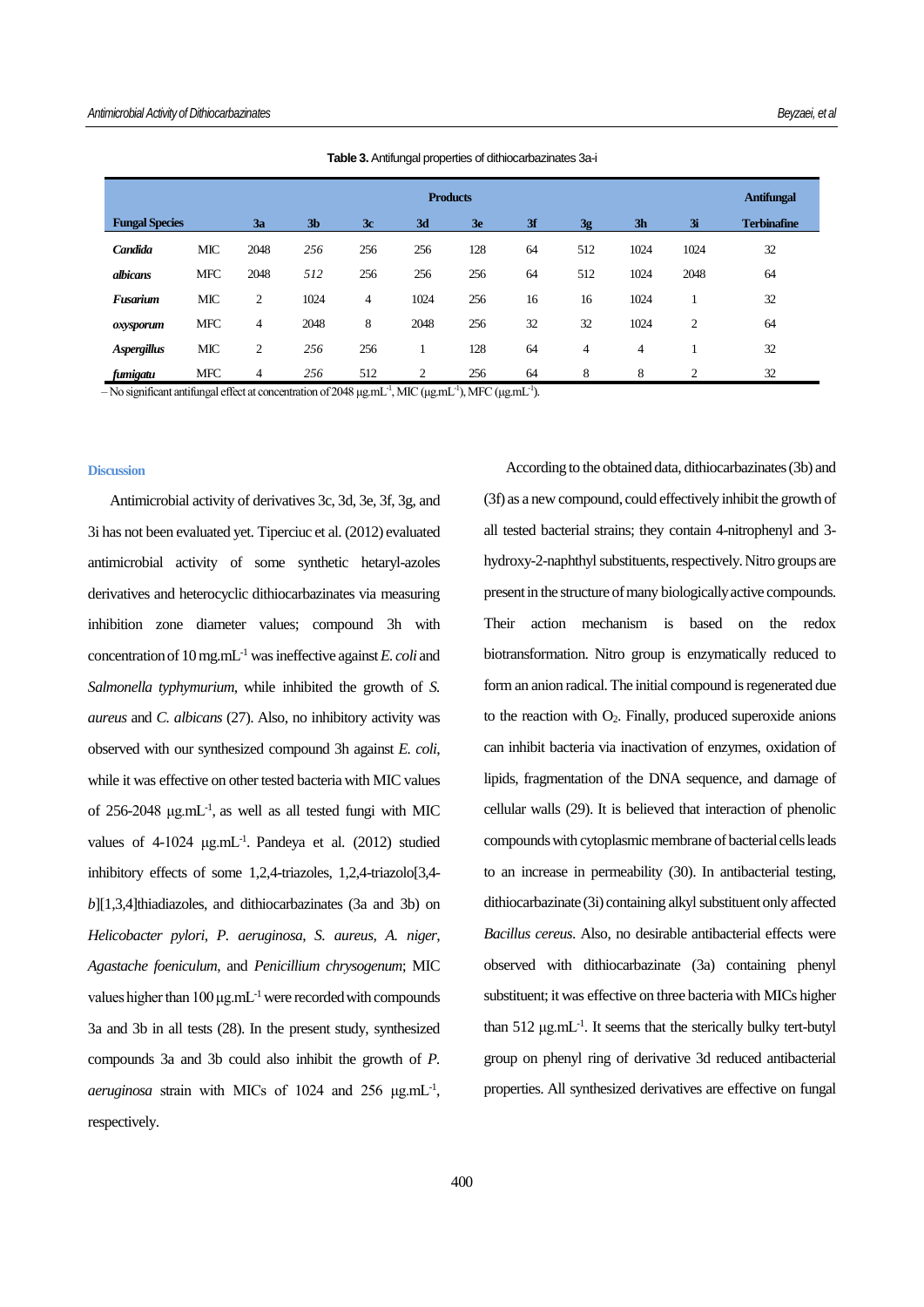**Table 3.** Antifungal properties of dithiocarbazinates 3a-i

| Fungal Species | | Products | | | | | | | | | Antifungal |
|---|---|---|---|---|---|---|---|---|---|---|---|
| | | 3a | 3b | 3c | 3d | 3e | 3f | 3g | 3h | 3i | Terbinafine |
| *Candida albicans* | MIC | 2048 | 256 | 256 | 256 | 128 | 64 | 512 | 1024 | 1024 | 32 |
| | MFC | 2048 | 512 | 256 | 256 | 256 | 64 | 512 | 1024 | 2048 | 64 |
| *Fusarium oxysporum* | MIC | 2 | 1024 | 4 | 1024 | 256 | 16 | 16 | 1024 | 1 | 32 |
| | MFC | 4 | 2048 | 8 | 2048 | 256 | 32 | 32 | 1024 | 2 | 64 |
| *Aspergillus fumigatu* | MIC | 2 | 256 | 256 | 1 | 128 | 64 | 4 | 4 | 1 | 32 |
| | MFC | 4 | 256 | 512 | 2 | 256 | 64 | 8 | 8 | 2 | 32 |

– No significant antifungal effect at concentration of 2048 μg.mL$^{-1}$, MIC (μg.mL$^{-1}$), MFC (μg.mL$^{-1}$).

## Discussion

Antimicrobial activity of derivatives 3c, 3d, 3e, 3f, 3g, and 3i has not been evaluated yet. Tiperciuc et al. (2012) evaluated antimicrobial activity of some synthetic hetaryl-azoles derivatives and heterocyclic dithiocarbazinates via measuring inhibition zone diameter values; compound 3h with concentration of 10 mg.mL$^{-1}$ was ineffective against *E. coli* and *Salmonella typhymurium*, while inhibited the growth of *S. aureus* and *C. albicans* (27). Also, no inhibitory activity was observed with our synthesized compound 3h against *E. coli*, while it was effective on other tested bacteria with MIC values of 256-2048 μg.mL$^{-1}$, as well as all tested fungi with MIC values of 4-1024 μg.mL$^{-1}$. Pandeya et al. (2012) studied inhibitory effects of some 1,2,4-triazoles, 1,2,4-triazolo[3,4-*b*][1,3,4]thiadiazoles, and dithiocarbazinates (3a and 3b) on *Helicobacter pylori*, *P. aeruginosa*, *S. aureus*, *A. niger*, *Agastache foeniculum*, and *Penicillium chrysogenum*; MIC values higher than 100 μg.mL$^{-1}$ were recorded with compounds 3a and 3b in all tests (28). In the present study, synthesized compounds 3a and 3b could also inhibit the growth of *P. aeruginosa* strain with MICs of 1024 and 256 μg.mL$^{-1}$, respectively.

According to the obtained data, dithiocarbazinates (3b) and (3f) as a new compound, could effectively inhibit the growth of all tested bacterial strains; they contain 4-nitrophenyl and 3-hydroxy-2-naphthyl substituents, respectively. Nitro groups are present in the structure of many biologically active compounds. Their action mechanism is based on the redox biotransformation. Nitro group is enzymatically reduced to form an anion radical. The initial compound is regenerated due to the reaction with $O_2$. Finally, produced superoxide anions can inhibit bacteria via inactivation of enzymes, oxidation of lipids, fragmentation of the DNA sequence, and damage of cellular walls (29). It is believed that interaction of phenolic compounds with cytoplasmic membrane of bacterial cells leads to an increase in permeability (30). In antibacterial testing, dithiocarbazinate (3i) containing alkyl substituent only affected *Bacillus cereus*. Also, no desirable antibacterial effects were observed with dithiocarbazinate (3a) containing phenyl substituent; it was effective on three bacteria with MICs higher than 512 μg.mL$^{-1}$. It seems that the sterically bulky tert-butyl group on phenyl ring of derivative 3d reduced antibacterial properties. All synthesized derivatives are effective on fungal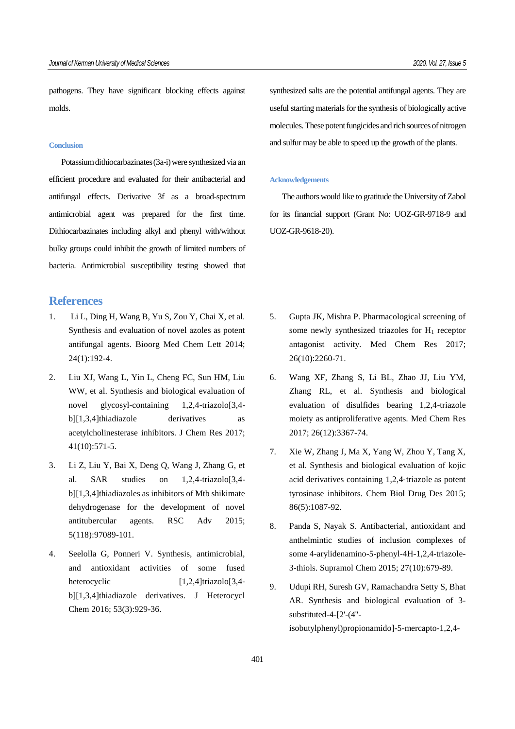pathogens. They have significant blocking effects against molds.

### Conclusion

Potassium dithiocarbazinates (3a-i) were synthesized via an efficient procedure and evaluated for their antibacterial and antifungal effects. Derivative 3f as a broad-spectrum antimicrobial agent was prepared for the first time. Dithiocarbazinates including alkyl and phenyl with/without bulky groups could inhibit the growth of limited numbers of bacteria. Antimicrobial susceptibility testing showed that synthesized salts are the potential antifungal agents. They are useful starting materials for the synthesis of biologically active molecules. These potent fungicides and rich sources of nitrogen and sulfur may be able to speed up the growth of the plants.

### Acknowledgements

The authors would like to gratitude the University of Zabol for its financial support (Grant No: UOZ-GR-9718-9 and UOZ-GR-9618-20).

## References

1. Li L, Ding H, Wang B, Yu S, Zou Y, Chai X, et al. Synthesis and evaluation of novel azoles as potent antifungal agents. Bioorg Med Chem Lett 2014; 24(1):192-4.
2. Liu XJ, Wang L, Yin L, Cheng FC, Sun HM, Liu WW, et al. Synthesis and biological evaluation of novel glycosyl-containing 1,2,4-triazolo[3,4-b][1,3,4]thiadiazole derivatives as acetylcholinesterase inhibitors. J Chem Res 2017; 41(10):571-5.
3. Li Z, Liu Y, Bai X, Deng Q, Wang J, Zhang G, et al. SAR studies on 1,2,4-triazolo[3,4-b][1,3,4]thiadiazoles as inhibitors of Mtb shikimate dehydrogenase for the development of novel antitubercular agents. RSC Adv 2015; 5(118):97089-101.
4. Seelolla G, Ponneri V. Synthesis, antimicrobial, and antioxidant activities of some fused heterocyclic [1,2,4]triazolo[3,4-b][1,3,4]thiadiazole derivatives. J Heterocycl Chem 2016; 53(3):929-36.
5. Gupta JK, Mishra P. Pharmacological screening of some newly synthesized triazoles for $H_1$ receptor antagonist activity. Med Chem Res 2017; 26(10):2260-71.
6. Wang XF, Zhang S, Li BL, Zhao JJ, Liu YM, Zhang RL, et al. Synthesis and biological evaluation of disulfides bearing 1,2,4-triazole moiety as antiproliferative agents. Med Chem Res 2017; 26(12):3367-74.
7. Xie W, Zhang J, Ma X, Yang W, Zhou Y, Tang X, et al. Synthesis and biological evaluation of kojic acid derivatives containing 1,2,4-triazole as potent tyrosinase inhibitors. Chem Biol Drug Des 2015; 86(5):1087-92.
8. Panda S, Nayak S. Antibacterial, antioxidant and anthelmintic studies of inclusion complexes of some 4-arylidenamino-5-phenyl-4H-1,2,4-triazole-3-thiols. Supramol Chem 2015; 27(10):679-89.
9. Udupi RH, Suresh GV, Ramachandra Setty S, Bhat AR. Synthesis and biological evaluation of 3-substituted-4-[2'-(4''-isobutylphenyl)propionamido]-5-mercapto-1,2,4-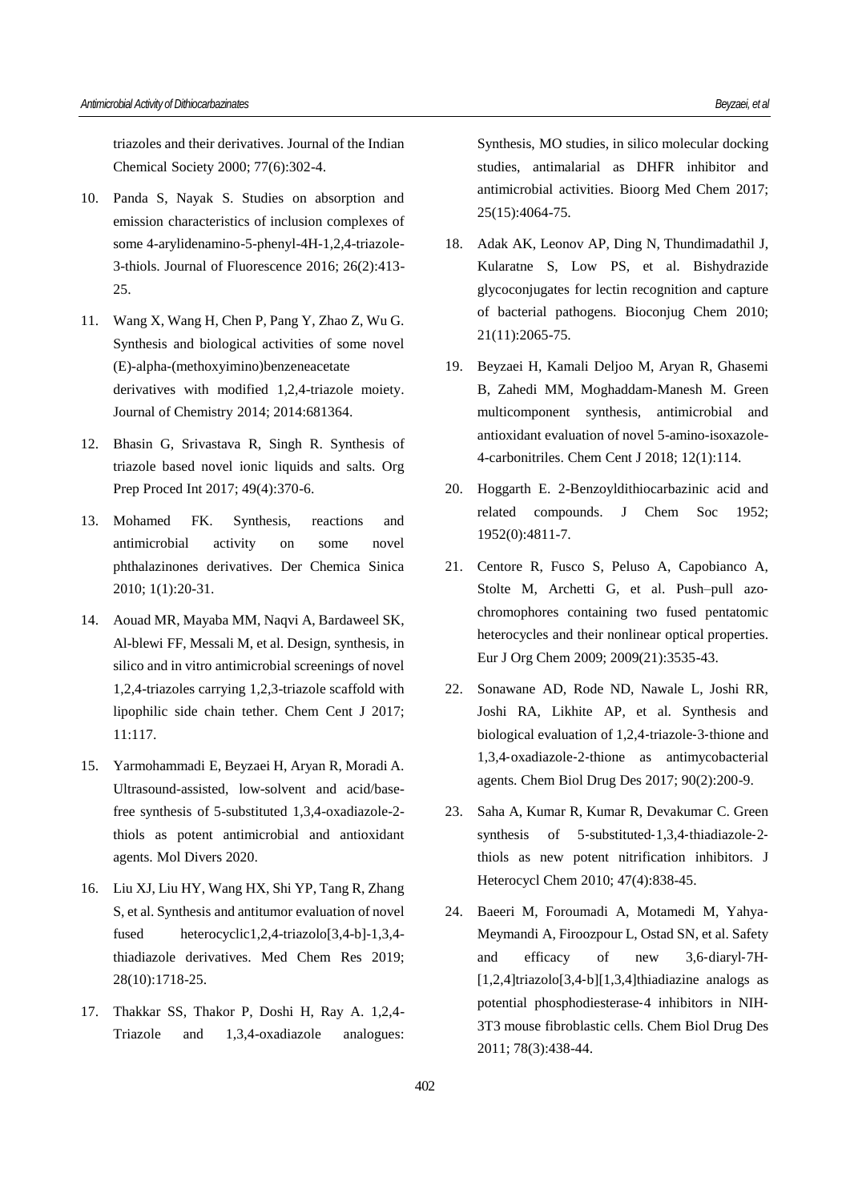triazoles and their derivatives. Journal of the Indian Chemical Society 2000; 77(6):302-4.

10. Panda S, Nayak S. Studies on absorption and emission characteristics of inclusion complexes of some 4-arylidenamino-5-phenyl-4H-1,2,4-triazole-3-thiols. Journal of Fluorescence 2016; 26(2):413-25.

11. Wang X, Wang H, Chen P, Pang Y, Zhao Z, Wu G. Synthesis and biological activities of some novel (E)-alpha-(methoxyimino)benzeneacetate derivatives with modified 1,2,4-triazole moiety. Journal of Chemistry 2014; 2014:681364.

12. Bhasin G, Srivastava R, Singh R. Synthesis of triazole based novel ionic liquids and salts. Org Prep Proced Int 2017; 49(4):370-6.

13. Mohamed FK. Synthesis, reactions and antimicrobial activity on some novel phthalazinones derivatives. Der Chemica Sinica 2010; 1(1):20-31.

14. Aouad MR, Mayaba MM, Naqvi A, Bardaweel SK, Al-blewi FF, Messali M, et al. Design, synthesis, in silico and in vitro antimicrobial screenings of novel 1,2,4-triazoles carrying 1,2,3-triazole scaffold with lipophilic side chain tether. Chem Cent J 2017; 11:117.

15. Yarmohammadi E, Beyzaei H, Aryan R, Moradi A. Ultrasound-assisted, low-solvent and acid/base-free synthesis of 5-substituted 1,3,4-oxadiazole-2-thiols as potent antimicrobial and antioxidant agents. Mol Divers 2020.

16. Liu XJ, Liu HY, Wang HX, Shi YP, Tang R, Zhang S, et al. Synthesis and antitumor evaluation of novel fused heterocyclic1,2,4-triazolo[3,4-b]-1,3,4-thiadiazole derivatives. Med Chem Res 2019; 28(10):1718-25.

17. Thakkar SS, Thakor P, Doshi H, Ray A. 1,2,4-Triazole and 1,3,4-oxadiazole analogues: Synthesis, MO studies, in silico molecular docking studies, antimalarial as DHFR inhibitor and antimicrobial activities. Bioorg Med Chem 2017; 25(15):4064-75.

18. Adak AK, Leonov AP, Ding N, Thundimadathil J, Kularatne S, Low PS, et al. Bishydrazide glycoconjugates for lectin recognition and capture of bacterial pathogens. Bioconjug Chem 2010; 21(11):2065-75.

19. Beyzaei H, Kamali Deljoo M, Aryan R, Ghasemi B, Zahedi MM, Moghaddam-Manesh M. Green multicomponent synthesis, antimicrobial and antioxidant evaluation of novel 5-amino-isoxazole-4-carbonitriles. Chem Cent J 2018; 12(1):114.

20. Hoggarth E. 2-Benzoyldithiocarbazinic acid and related compounds. J Chem Soc 1952; 1952(0):4811-7.

21. Centore R, Fusco S, Peluso A, Capobianco A, Stolte M, Archetti G, et al. Push–pull azo-chromophores containing two fused pentatomic heterocycles and their nonlinear optical properties. Eur J Org Chem 2009; 2009(21):3535-43.

22. Sonawane AD, Rode ND, Nawale L, Joshi RR, Joshi RA, Likhite AP, et al. Synthesis and biological evaluation of 1,2,4‐triazole‐3‐thione and 1,3,4‐oxadiazole‐2‐thione as antimycobacterial agents. Chem Biol Drug Des 2017; 90(2):200-9.

23. Saha A, Kumar R, Kumar R, Devakumar C. Green synthesis of 5‐substituted‐1,3,4‐thiadiazole‐2‐thiols as new potent nitrification inhibitors. J Heterocycl Chem 2010; 47(4):838-45.

24. Baeeri M, Foroumadi A, Motamedi M, Yahya-Meymandi A, Firoozpour L, Ostad SN, et al. Safety and efficacy of new 3,6‐diaryl‐7H‐[1,2,4]triazolo[3,4‐b][1,3,4]thiadiazine analogs as potential phosphodiesterase‐4 inhibitors in NIH‐3T3 mouse fibroblastic cells. Chem Biol Drug Des 2011; 78(3):438-44.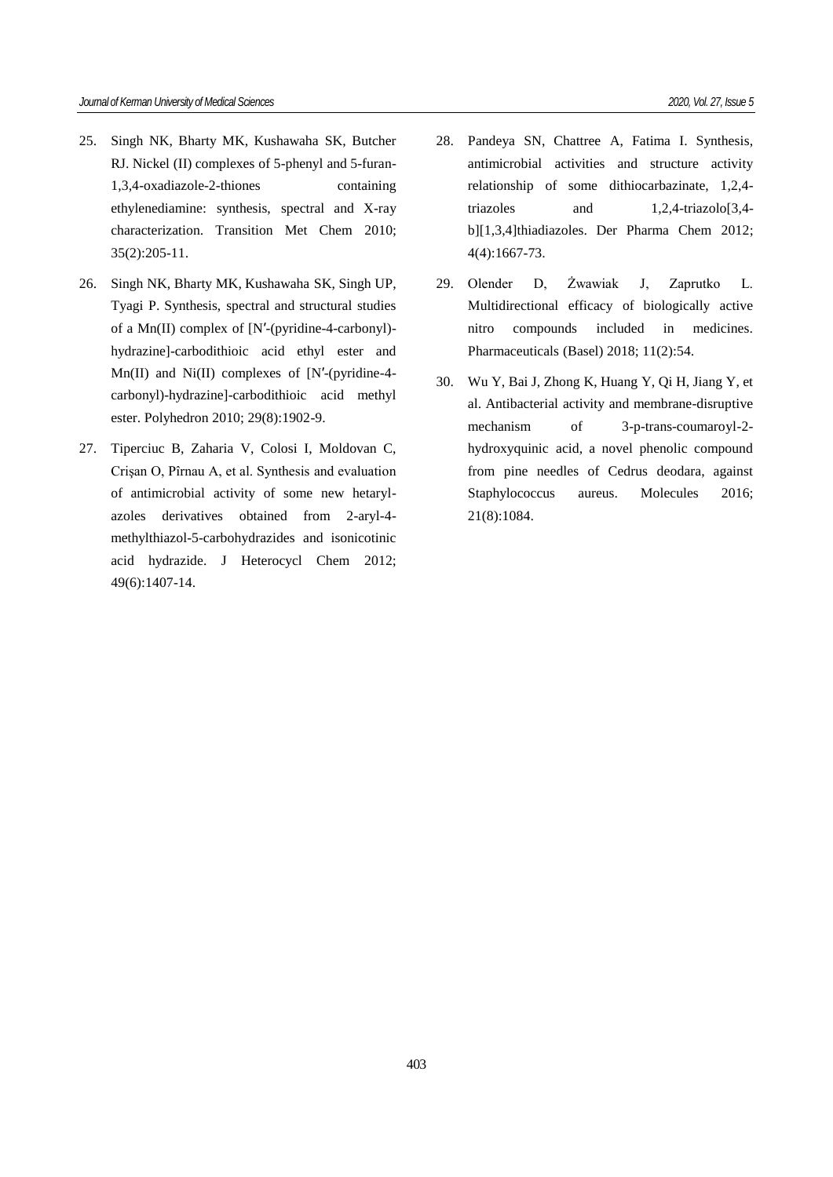25. Singh NK, Bharty MK, Kushawaha SK, Butcher RJ. Nickel (II) complexes of 5-phenyl and 5-furan-1,3,4-oxadiazole-2-thiones containing ethylenediamine: synthesis, spectral and X-ray characterization. Transition Met Chem 2010; 35(2):205-11.

26. Singh NK, Bharty MK, Kushawaha SK, Singh UP, Tyagi P. Synthesis, spectral and structural studies of a Mn(II) complex of [N′-(pyridine-4-carbonyl)-hydrazine]-carbodithioic acid ethyl ester and Mn(II) and Ni(II) complexes of [N′-(pyridine-4-carbonyl)-hydrazine]-carbodithioic acid methyl ester. Polyhedron 2010; 29(8):1902-9.

27. Tiperciuc B, Zaharia V, Colosi I, Moldovan C, Crişan O, Pîrnau A, et al. Synthesis and evaluation of antimicrobial activity of some new hetaryl-azoles derivatives obtained from 2-aryl-4-methylthiazol-5-carbohydrazides and isonicotinic acid hydrazide. J Heterocycl Chem 2012; 49(6):1407-14.

28. Pandeya SN, Chattree A, Fatima I. Synthesis, antimicrobial activities and structure activity relationship of some dithiocarbazinate, 1,2,4-triazoles and 1,2,4-triazolo[3,4-b][1,3,4]thiadiazoles. Der Pharma Chem 2012; 4(4):1667-73.

29. Olender D, Żwawiak J, Zaprutko L. Multidirectional efficacy of biologically active nitro compounds included in medicines. Pharmaceuticals (Basel) 2018; 11(2):54.

30. Wu Y, Bai J, Zhong K, Huang Y, Qi H, Jiang Y, et al. Antibacterial activity and membrane-disruptive mechanism of 3-p-trans-coumaroyl-2-hydroxyquinic acid, a novel phenolic compound from pine needles of Cedrus deodara, against Staphylococcus aureus. Molecules 2016; 21(8):1084.